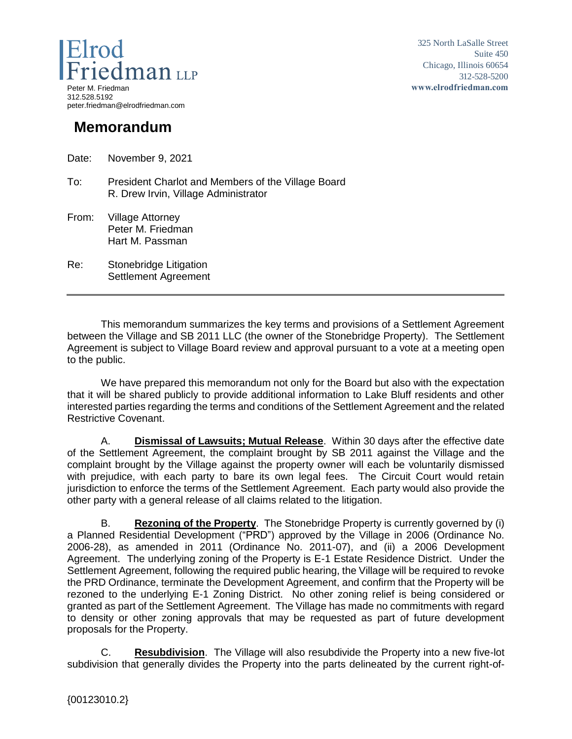Elrod Friedman LLP

Peter M. Friedman
312.528.5192
peter.friedman@elrodfriedman.com

325 North LaSalle Street
Suite 450
Chicago, Illinois 60654
312-528-5200
www.elrodfriedman.com

# Memorandum

Date: November 9, 2021

To: President Charlot and Members of the Village Board
R. Drew Irvin, Village Administrator

From: Village Attorney
Peter M. Friedman
Hart M. Passman

Re: Stonebridge Litigation
Settlement Agreement

---

This memorandum summarizes the key terms and provisions of a Settlement Agreement between the Village and SB 2011 LLC (the owner of the Stonebridge Property). The Settlement Agreement is subject to Village Board review and approval pursuant to a vote at a meeting open to the public.

We have prepared this memorandum not only for the Board but also with the expectation that it will be shared publicly to provide additional information to Lake Bluff residents and other interested parties regarding the terms and conditions of the Settlement Agreement and the related Restrictive Covenant.

A. **Dismissal of Lawsuits; Mutual Release**. Within 30 days after the effective date of the Settlement Agreement, the complaint brought by SB 2011 against the Village and the complaint brought by the Village against the property owner will each be voluntarily dismissed with prejudice, with each party to bare its own legal fees. The Circuit Court would retain jurisdiction to enforce the terms of the Settlement Agreement. Each party would also provide the other party with a general release of all claims related to the litigation.

B. **Rezoning of the Property**. The Stonebridge Property is currently governed by (i) a Planned Residential Development ("PRD") approved by the Village in 2006 (Ordinance No. 2006-28), as amended in 2011 (Ordinance No. 2011-07), and (ii) a 2006 Development Agreement. The underlying zoning of the Property is E-1 Estate Residence District. Under the Settlement Agreement, following the required public hearing, the Village will be required to revoke the PRD Ordinance, terminate the Development Agreement, and confirm that the Property will be rezoned to the underlying E-1 Zoning District. No other zoning relief is being considered or granted as part of the Settlement Agreement. The Village has made no commitments with regard to density or other zoning approvals that may be requested as part of future development proposals for the Property.

C. **Resubdivision**. The Village will also resubdivide the Property into a new five-lot subdivision that generally divides the Property into the parts delineated by the current right-of-

{00123010.2}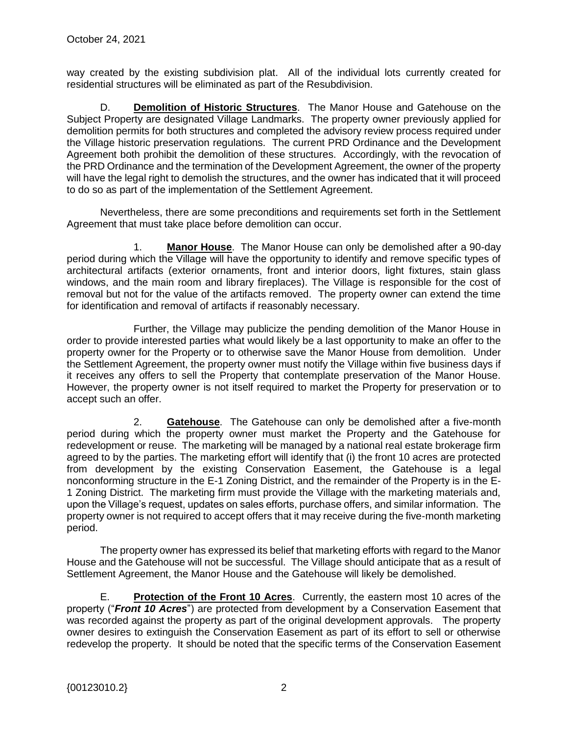way created by the existing subdivision plat. All of the individual lots currently created for residential structures will be eliminated as part of the Resubdivision.

D. **Demolition of Historic Structures**. The Manor House and Gatehouse on the Subject Property are designated Village Landmarks. The property owner previously applied for demolition permits for both structures and completed the advisory review process required under the Village historic preservation regulations. The current PRD Ordinance and the Development Agreement both prohibit the demolition of these structures. Accordingly, with the revocation of the PRD Ordinance and the termination of the Development Agreement, the owner of the property will have the legal right to demolish the structures, and the owner has indicated that it will proceed to do so as part of the implementation of the Settlement Agreement.

Nevertheless, there are some preconditions and requirements set forth in the Settlement Agreement that must take place before demolition can occur.

1. **Manor House**. The Manor House can only be demolished after a 90-day period during which the Village will have the opportunity to identify and remove specific types of architectural artifacts (exterior ornaments, front and interior doors, light fixtures, stain glass windows, and the main room and library fireplaces). The Village is responsible for the cost of removal but not for the value of the artifacts removed. The property owner can extend the time for identification and removal of artifacts if reasonably necessary.

Further, the Village may publicize the pending demolition of the Manor House in order to provide interested parties what would likely be a last opportunity to make an offer to the property owner for the Property or to otherwise save the Manor House from demolition. Under the Settlement Agreement, the property owner must notify the Village within five business days if it receives any offers to sell the Property that contemplate preservation of the Manor House. However, the property owner is not itself required to market the Property for preservation or to accept such an offer.

2. **Gatehouse**. The Gatehouse can only be demolished after a five-month period during which the property owner must market the Property and the Gatehouse for redevelopment or reuse. The marketing will be managed by a national real estate brokerage firm agreed to by the parties. The marketing effort will identify that (i) the front 10 acres are protected from development by the existing Conservation Easement, the Gatehouse is a legal nonconforming structure in the E-1 Zoning District, and the remainder of the Property is in the E-1 Zoning District. The marketing firm must provide the Village with the marketing materials and, upon the Village's request, updates on sales efforts, purchase offers, and similar information. The property owner is not required to accept offers that it may receive during the five-month marketing period.

The property owner has expressed its belief that marketing efforts with regard to the Manor House and the Gatehouse will not be successful. The Village should anticipate that as a result of Settlement Agreement, the Manor House and the Gatehouse will likely be demolished.

E. **Protection of the Front 10 Acres**. Currently, the eastern most 10 acres of the property ("***Front 10 Acres***") are protected from development by a Conservation Easement that was recorded against the property as part of the original development approvals. The property owner desires to extinguish the Conservation Easement as part of its effort to sell or otherwise redevelop the property. It should be noted that the specific terms of the Conservation Easement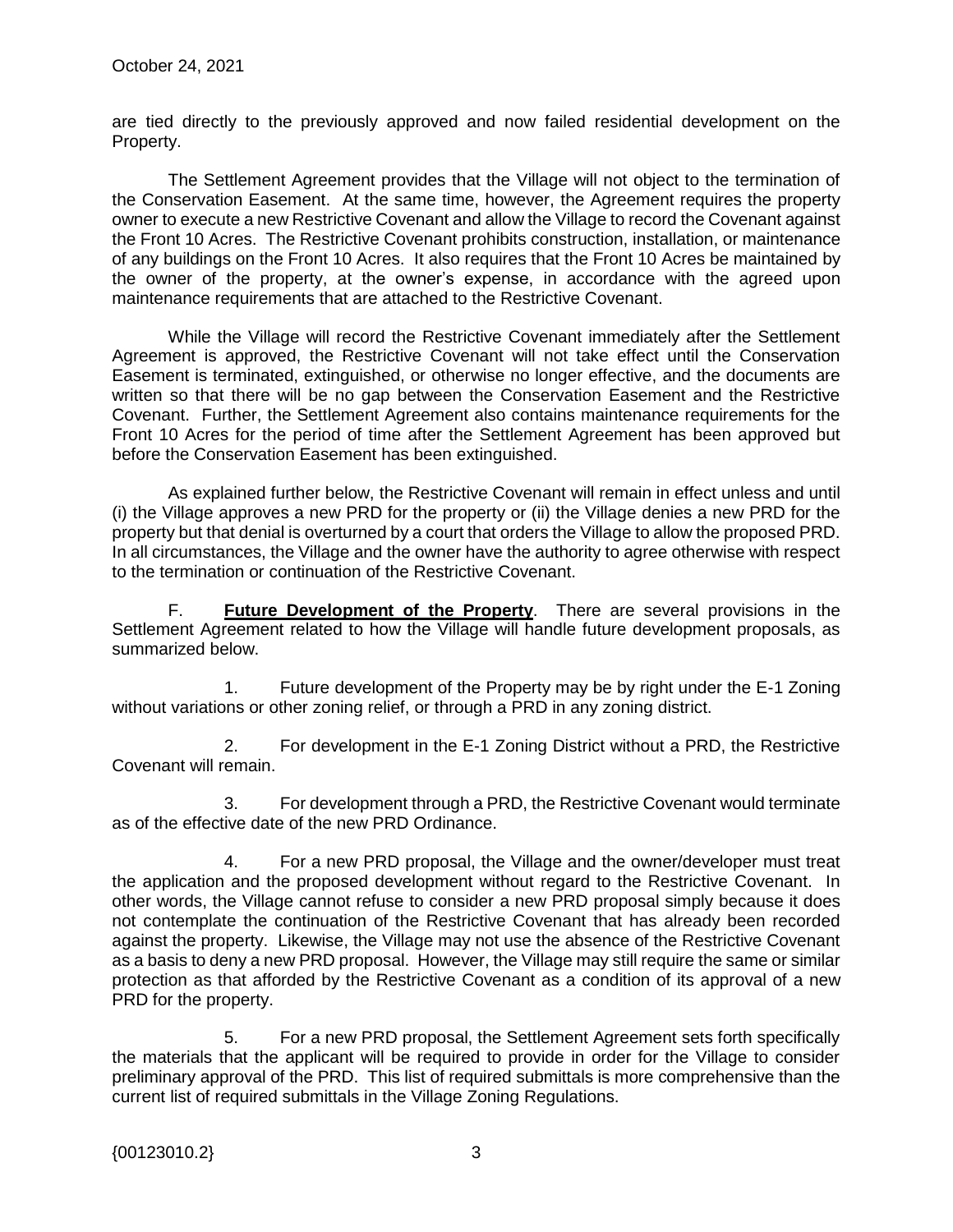are tied directly to the previously approved and now failed residential development on the Property.

The Settlement Agreement provides that the Village will not object to the termination of the Conservation Easement. At the same time, however, the Agreement requires the property owner to execute a new Restrictive Covenant and allow the Village to record the Covenant against the Front 10 Acres. The Restrictive Covenant prohibits construction, installation, or maintenance of any buildings on the Front 10 Acres. It also requires that the Front 10 Acres be maintained by the owner of the property, at the owner's expense, in accordance with the agreed upon maintenance requirements that are attached to the Restrictive Covenant.

While the Village will record the Restrictive Covenant immediately after the Settlement Agreement is approved, the Restrictive Covenant will not take effect until the Conservation Easement is terminated, extinguished, or otherwise no longer effective, and the documents are written so that there will be no gap between the Conservation Easement and the Restrictive Covenant. Further, the Settlement Agreement also contains maintenance requirements for the Front 10 Acres for the period of time after the Settlement Agreement has been approved but before the Conservation Easement has been extinguished.

As explained further below, the Restrictive Covenant will remain in effect unless and until (i) the Village approves a new PRD for the property or (ii) the Village denies a new PRD for the property but that denial is overturned by a court that orders the Village to allow the proposed PRD. In all circumstances, the Village and the owner have the authority to agree otherwise with respect to the termination or continuation of the Restrictive Covenant.

F. **Future Development of the Property**. There are several provisions in the Settlement Agreement related to how the Village will handle future development proposals, as summarized below.

1. Future development of the Property may be by right under the E-1 Zoning without variations or other zoning relief, or through a PRD in any zoning district.

2. For development in the E-1 Zoning District without a PRD, the Restrictive Covenant will remain.

3. For development through a PRD, the Restrictive Covenant would terminate as of the effective date of the new PRD Ordinance.

4. For a new PRD proposal, the Village and the owner/developer must treat the application and the proposed development without regard to the Restrictive Covenant. In other words, the Village cannot refuse to consider a new PRD proposal simply because it does not contemplate the continuation of the Restrictive Covenant that has already been recorded against the property. Likewise, the Village may not use the absence of the Restrictive Covenant as a basis to deny a new PRD proposal. However, the Village may still require the same or similar protection as that afforded by the Restrictive Covenant as a condition of its approval of a new PRD for the property.

5. For a new PRD proposal, the Settlement Agreement sets forth specifically the materials that the applicant will be required to provide in order for the Village to consider preliminary approval of the PRD. This list of required submittals is more comprehensive than the current list of required submittals in the Village Zoning Regulations.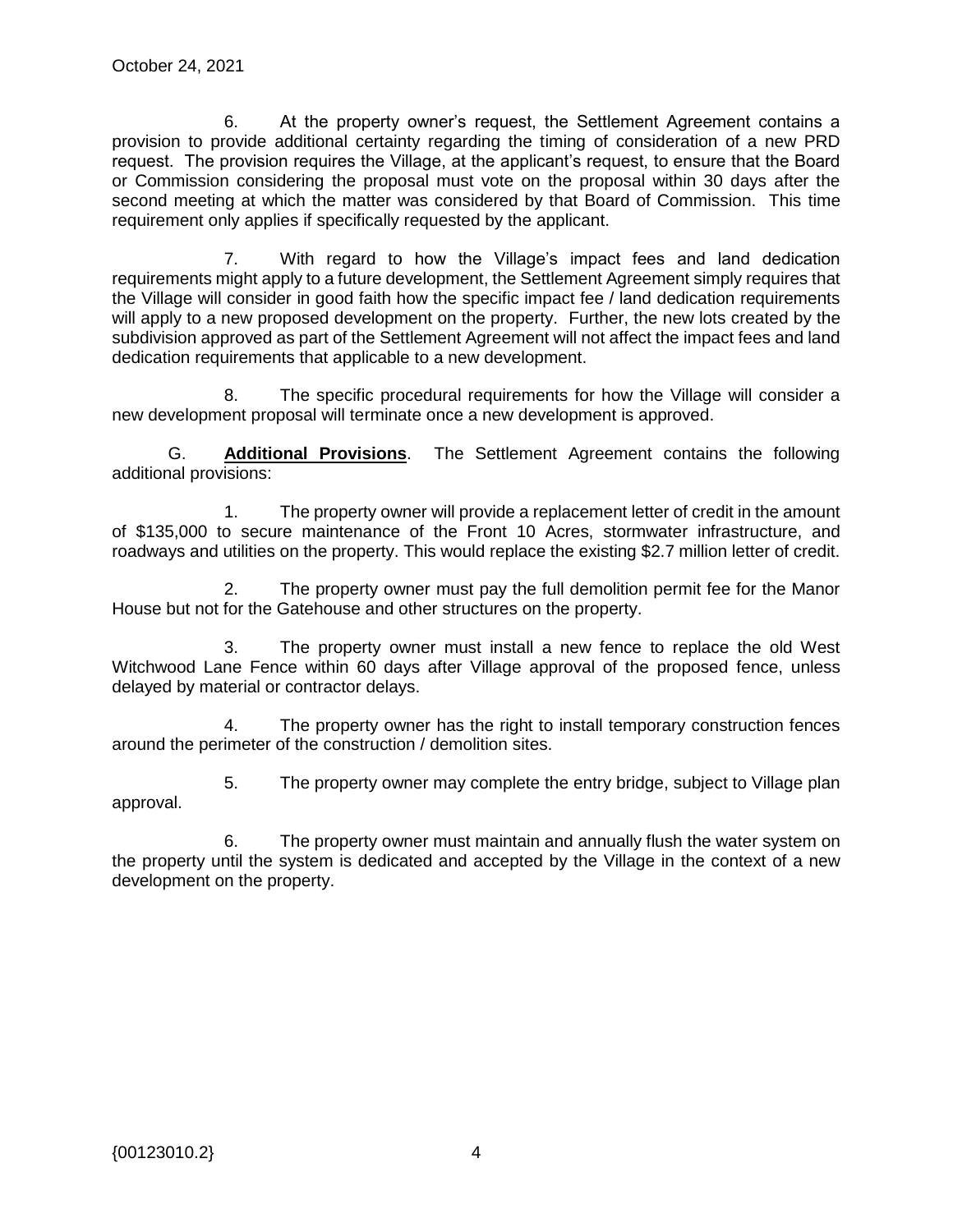6. At the property owner's request, the Settlement Agreement contains a provision to provide additional certainty regarding the timing of consideration of a new PRD request. The provision requires the Village, at the applicant's request, to ensure that the Board or Commission considering the proposal must vote on the proposal within 30 days after the second meeting at which the matter was considered by that Board of Commission. This time requirement only applies if specifically requested by the applicant.

7. With regard to how the Village's impact fees and land dedication requirements might apply to a future development, the Settlement Agreement simply requires that the Village will consider in good faith how the specific impact fee / land dedication requirements will apply to a new proposed development on the property. Further, the new lots created by the subdivision approved as part of the Settlement Agreement will not affect the impact fees and land dedication requirements that applicable to a new development.

8. The specific procedural requirements for how the Village will consider a new development proposal will terminate once a new development is approved.

G. **Additional Provisions**. The Settlement Agreement contains the following additional provisions:

1. The property owner will provide a replacement letter of credit in the amount of $135,000 to secure maintenance of the Front 10 Acres, stormwater infrastructure, and roadways and utilities on the property. This would replace the existing $2.7 million letter of credit.

2. The property owner must pay the full demolition permit fee for the Manor House but not for the Gatehouse and other structures on the property.

3. The property owner must install a new fence to replace the old West Witchwood Lane Fence within 60 days after Village approval of the proposed fence, unless delayed by material or contractor delays.

4. The property owner has the right to install temporary construction fences around the perimeter of the construction / demolition sites.

5. The property owner may complete the entry bridge, subject to Village plan approval.

6. The property owner must maintain and annually flush the water system on the property until the system is dedicated and accepted by the Village in the context of a new development on the property.